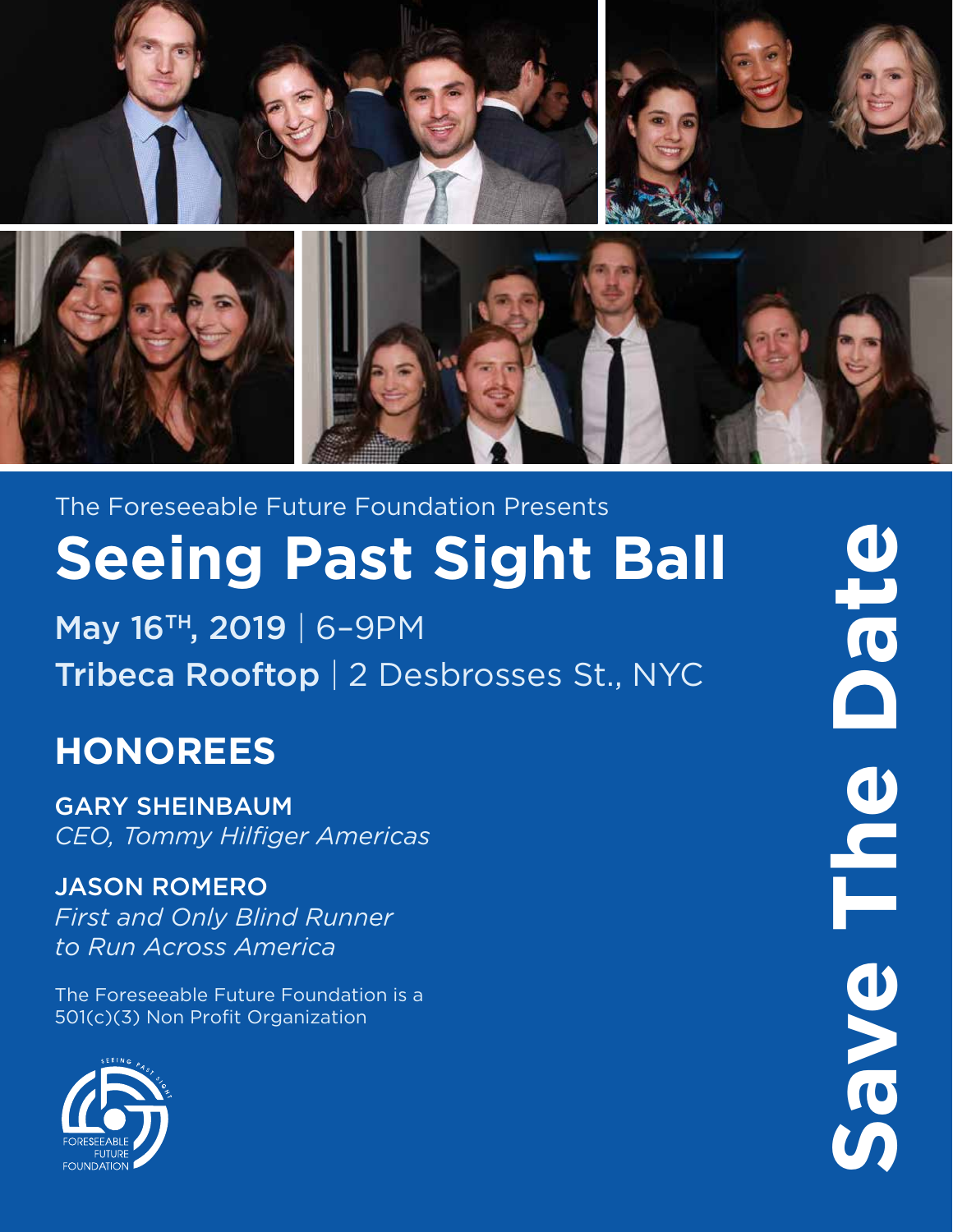The Foreseeable Future Foundation Presents

# Seeing Past Sight Ball

**May 16TH, 2019** | 6–9PM

**Tribeca Rooftop** | 2 Desbrosses St., NYC

## HONOREES

GARY SHEINBAUM
*CEO, Tommy Hilfiger Americas*

JASON ROMERO
*First and Only Blind Runner to Run Across America*

The Foreseeable Future Foundation is a 501(c)(3) Non Profit Organization

SEEING PAST SIGHT
FORESEEABLE FUTURE FOUNDATION

**Save The Date**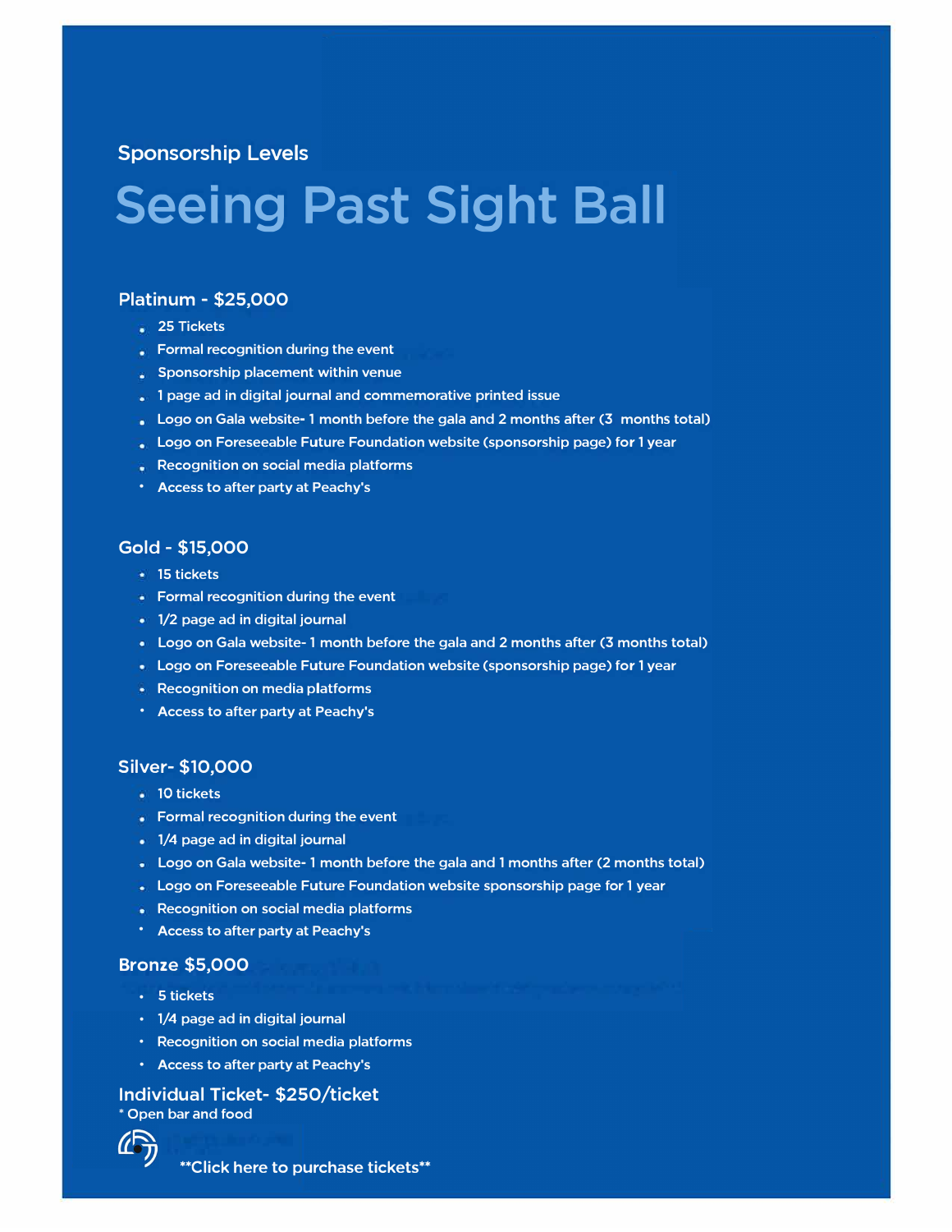Sponsorship Levels

# Seeing Past Sight Ball

## Platinum - $25,000

- 25 Tickets
- Formal recognition during the event
- Sponsorship placement within venue
- 1 page ad in digital journal and commemorative printed issue
- Logo on Gala website- 1 month before the gala and 2 months after (3 months total)
- Logo on Foreseeable Future Foundation website (sponsorship page) for 1 year
- Recognition on social media platforms
- Access to after party at Peachy's

## Gold - $15,000

- 15 tickets
- Formal recognition during the event
- 1/2 page ad in digital journal
- Logo on Gala website- 1 month before the gala and 2 months after (3 months total)
- Logo on Foreseeable Future Foundation website (sponsorship page) for 1 year
- Recognition on media platforms
- Access to after party at Peachy's

## Silver- $10,000

- 10 tickets
- Formal recognition during the event
- 1/4 page ad in digital journal
- Logo on Gala website- 1 month before the gala and 1 months after (2 months total)
- Logo on Foreseeable Future Foundation website sponsorship page for 1 year
- Recognition on social media platforms
- Access to after party at Peachy's

## Bronze $5,000

- 5 tickets
- 1/4 page ad in digital journal
- Recognition on social media platforms
- Access to after party at Peachy's

## Individual Ticket- $250/ticket

* Open bar and food

**Click here to purchase tickets**